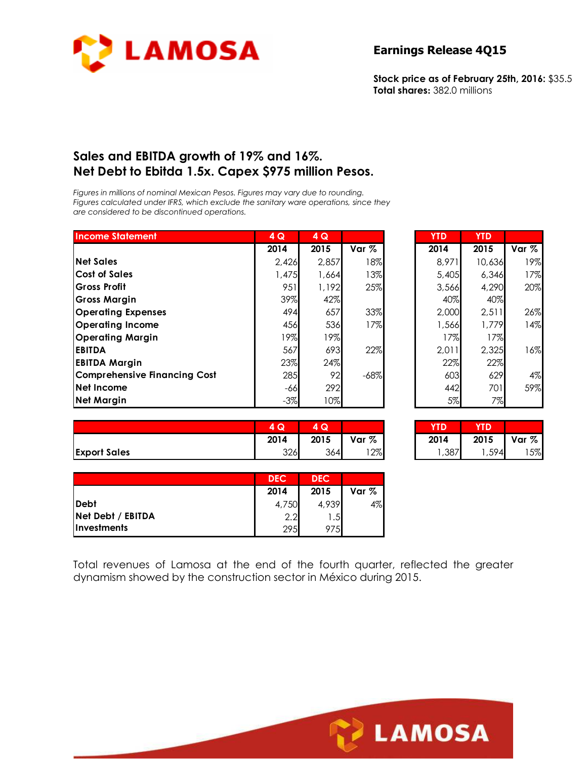# LAMOSA

## Earnings Release 4Q15

**Stock price as of February 25th, 2016:** $35.5
**Total shares:** 382.0 millions

## Sales and EBITDA growth of 19% and 16%. Net Debt to Ebitda 1.5x. Capex $975 million Pesos.

*Figures in millions of nominal Mexican Pesos. Figures may vary due to rounding. Figures calculated under IFRS, which exclude the sanitary ware operations, since they are considered to be discontinued operations.*

| Income Statement | 4 Q 2014 | 4 Q 2015 | Var % | YTD 2014 | YTD 2015 | Var % |
|---|---|---|---|---|---|---|
| Net Sales | 2,426 | 2,857 | 18% | 8,971 | 10,636 | 19% |
| Cost of Sales | 1,475 | 1,664 | 13% | 5,405 | 6,346 | 17% |
| Gross Profit | 951 | 1,192 | 25% | 3,566 | 4,290 | 20% |
| Gross Margin | 39% | 42% | | 40% | 40% | |
| Operating Expenses | 494 | 657 | 33% | 2,000 | 2,511 | 26% |
| Operating Income | 456 | 536 | 17% | 1,566 | 1,779 | 14% |
| Operating Margin | 19% | 19% | | 17% | 17% | |
| EBITDA | 567 | 693 | 22% | 2,011 | 2,325 | 16% |
| EBITDA Margin | 23% | 24% | | 22% | 22% | |
| Comprehensive Financing Cost | 285 | 92 | -68% | 603 | 629 | 4% |
| Net Income | -66 | 292 | | 442 | 701 | 59% |
| Net Margin | -3% | 10% | | 5% | 7% | |

| | 4 Q 2014 | 4 Q 2015 | Var % | YTD 2014 | YTD 2015 | Var % |
|---|---|---|---|---|---|---|
| Export Sales | 326 | 364 | 12% | 1,387 | 1,594 | 15% |

| | DEC 2014 | DEC 2015 | Var % |
|---|---|---|---|
| Debt | 4,750 | 4,939 | 4% |
| Net Debt / EBITDA | 2.2 | 1.5 | |
| Investments | 295 | 975 | |

Total revenues of Lamosa at the end of the fourth quarter, reflected the greater dynamism showed by the construction sector in México during 2015.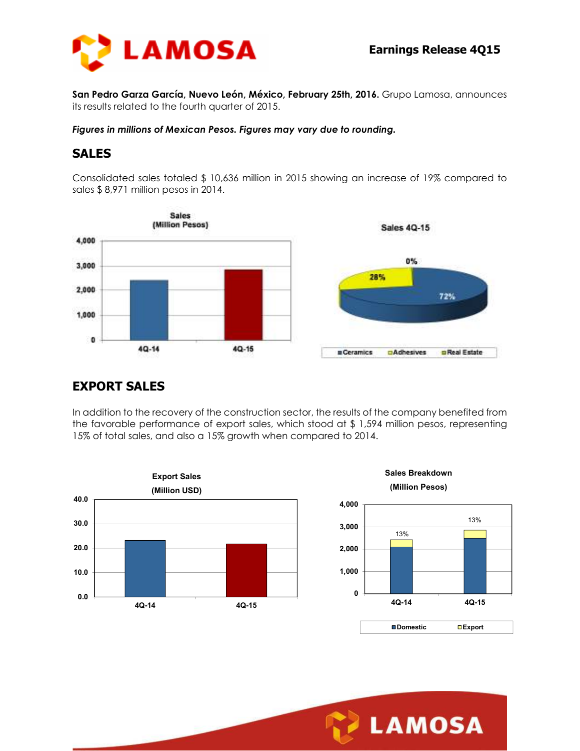**San Pedro Garza García, Nuevo León, México, February 25th, 2016.** Grupo Lamosa, announces its results related to the fourth quarter of 2015.

***Figures in millions of Mexican Pesos. Figures may vary due to rounding.***

## SALES

Consolidated sales totaled $ 10,636 million in 2015 showing an increase of 19% compared to sales $ 8,971 million pesos in 2014.

## EXPORT SALES

In addition to the recovery of the construction sector, the results of the company benefited from the favorable performance of export sales, which stood at $ 1,594 million pesos, representing 15% of total sales, and also a 15% growth when compared to 2014.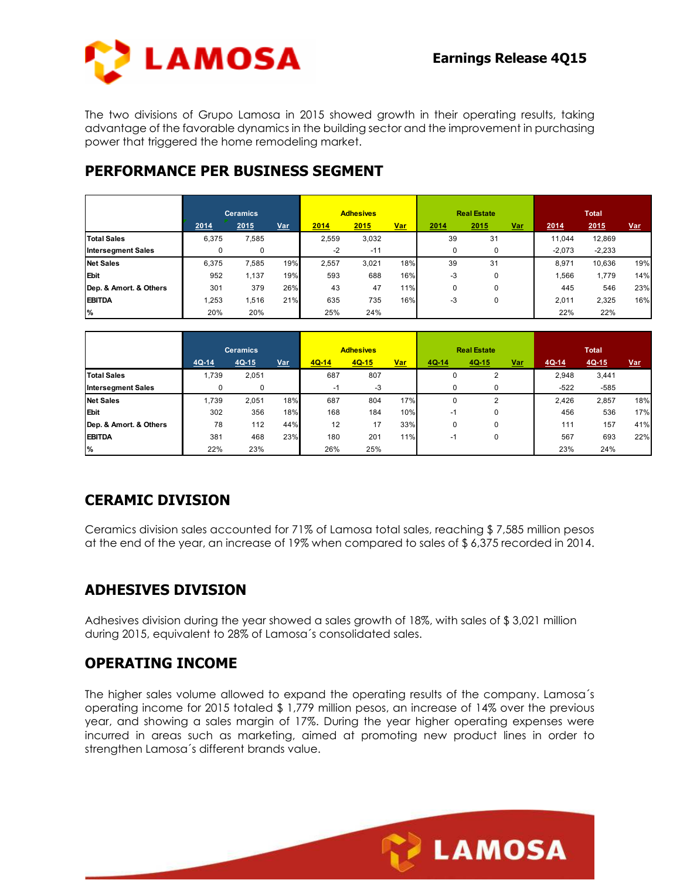The two divisions of Grupo Lamosa in 2015 showed growth in their operating results, taking advantage of the favorable dynamics in the building sector and the improvement in purchasing power that triggered the home remodeling market.

## PERFORMANCE PER BUSINESS SEGMENT

| | Ceramics | | | Adhesives | | | Real Estate | | | Total | | |
|---|---|---|---|---|---|---|---|---|---|---|---|---|
| | 2014 | 2015 | Var | 2014 | 2015 | Var | 2014 | 2015 | Var | 2014 | 2015 | Var |
| Total Sales | 6,375 | 7,585 | | 2,559 | 3,032 | | 39 | 31 | | 11,044 | 12,869 | |
| Intersegment Sales | 0 | 0 | | -2 | -11 | | 0 | 0 | | -2,073 | -2,233 | |
| Net Sales | 6,375 | 7,585 | 19% | 2,557 | 3,021 | 18% | 39 | 31 | | 8,971 | 10,636 | 19% |
| Ebit | 952 | 1,137 | 19% | 593 | 688 | 16% | -3 | 0 | | 1,566 | 1,779 | 14% |
| Dep. & Amort. & Others | 301 | 379 | 26% | 43 | 47 | 11% | 0 | 0 | | 445 | 546 | 23% |
| EBITDA | 1,253 | 1,516 | 21% | 635 | 735 | 16% | -3 | 0 | | 2,011 | 2,325 | 16% |
| % | 20% | 20% | | 25% | 24% | | | | | 22% | 22% | |

| | Ceramics | | | Adhesives | | | Real Estate | | | Total | | |
|---|---|---|---|---|---|---|---|---|---|---|---|---|
| | 4Q-14 | 4Q-15 | Var | 4Q-14 | 4Q-15 | Var | 4Q-14 | 4Q-15 | Var | 4Q-14 | 4Q-15 | Var |
| Total Sales | 1,739 | 2,051 | | 687 | 807 | | 0 | 2 | | 2,948 | 3,441 | |
| Intersegment Sales | 0 | 0 | | -1 | -3 | | 0 | 0 | | -522 | -585 | |
| Net Sales | 1,739 | 2,051 | 18% | 687 | 804 | 17% | 0 | 2 | | 2,426 | 2,857 | 18% |
| Ebit | 302 | 356 | 18% | 168 | 184 | 10% | -1 | 0 | | 456 | 536 | 17% |
| Dep. & Amort. & Others | 78 | 112 | 44% | 12 | 17 | 33% | 0 | 0 | | 111 | 157 | 41% |
| EBITDA | 381 | 468 | 23% | 180 | 201 | 11% | -1 | 0 | | 567 | 693 | 22% |
| % | 22% | 23% | | 26% | 25% | | | | | 23% | 24% | |

## CERAMIC DIVISION

Ceramics division sales accounted for 71% of Lamosa total sales, reaching $ 7,585 million pesos at the end of the year, an increase of 19% when compared to sales of $ 6,375 recorded in 2014.

## ADHESIVES DIVISION

Adhesives division during the year showed a sales growth of 18%, with sales of $ 3,021 million during 2015, equivalent to 28% of Lamosa´s consolidated sales.

## OPERATING INCOME

The higher sales volume allowed to expand the operating results of the company. Lamosa´s operating income for 2015 totaled $ 1,779 million pesos, an increase of 14% over the previous year, and showing a sales margin of 17%. During the year higher operating expenses were incurred in areas such as marketing, aimed at promoting new product lines in order to strengthen Lamosa´s different brands value.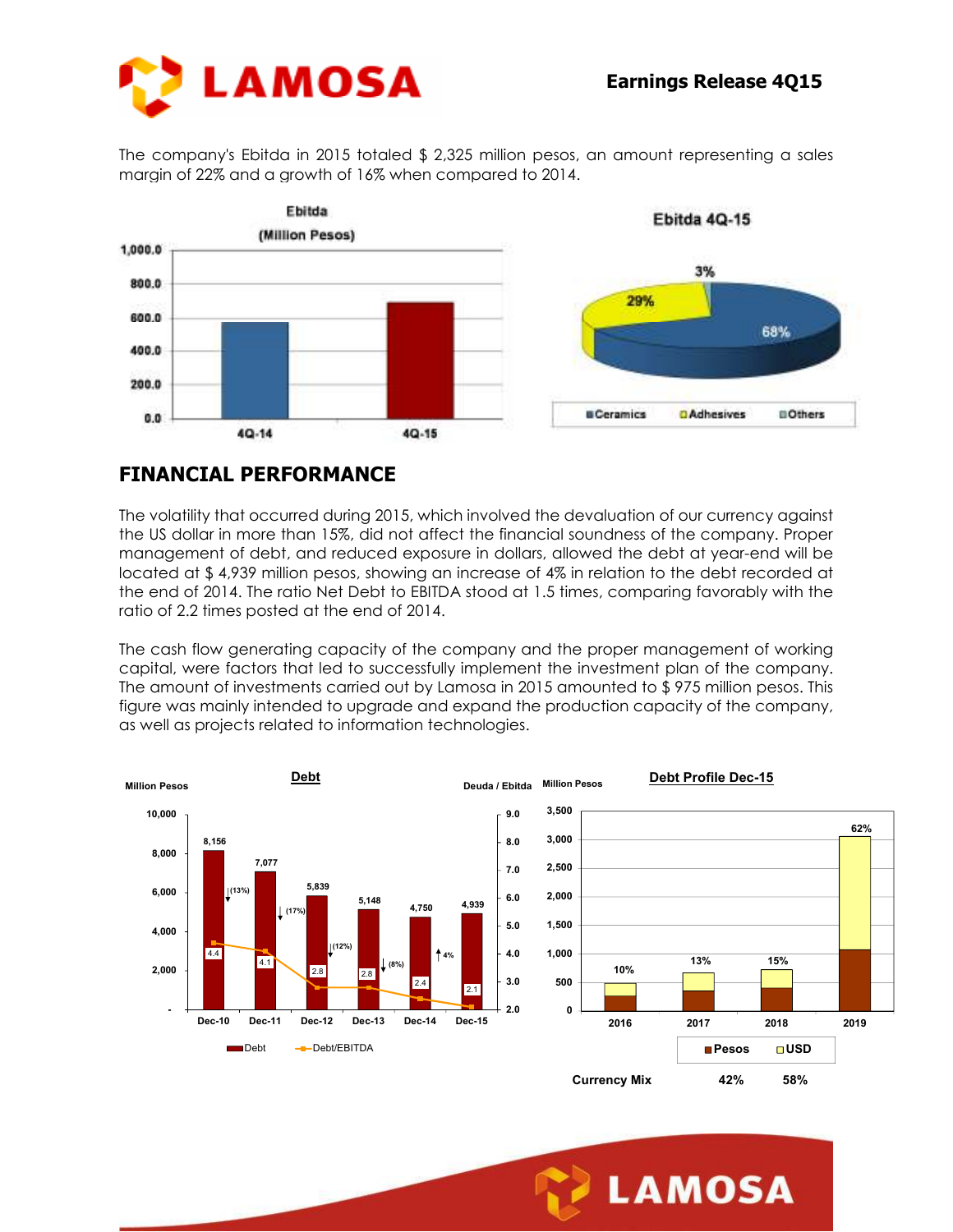The company's Ebitda in 2015 totaled $ 2,325 million pesos, an amount representing a sales margin of 22% and a growth of 16% when compared to 2014.

**Ebitda (Million Pesos)**

| | 4Q-14 | 4Q-15 |
|---|---|---|

**Ebitda 4Q-15**

| Ceramics | Adhesives | Others |
|---|---|---|
| 68% | 29% | 3% |

## FINANCIAL PERFORMANCE

The volatility that occurred during 2015, which involved the devaluation of our currency against the US dollar in more than 15%, did not affect the financial soundness of the company. Proper management of debt, and reduced exposure in dollars, allowed the debt at year-end will be located at $ 4,939 million pesos, showing an increase of 4% in relation to the debt recorded at the end of 2014. The ratio Net Debt to EBITDA stood at 1.5 times, comparing favorably with the ratio of 2.2 times posted at the end of 2014.

The cash flow generating capacity of the company and the proper management of working capital, were factors that led to successfully implement the investment plan of the company. The amount of investments carried out by Lamosa in 2015 amounted to $ 975 million pesos. This figure was mainly intended to upgrade and expand the production capacity of the company, as well as projects related to information technologies.

**Debt**

| | Dec-10 | Dec-11 | Dec-12 | Dec-13 | Dec-14 | Dec-15 |
|---|---|---|---|---|---|---|
| Debt (Million Pesos) | 8,156 | 7,077 | 5,839 | 5,148 | 4,750 | 4,939 |
| Change | | (13%) | (17%) | (12%) | (8%) | 4% |
| Debt/EBITDA | 4.4 | 4.1 | 2.8 | 2.8 | 2.4 | 2.1 |

**Debt Profile Dec-15** (Million Pesos)

| | 2016 | 2017 | 2018 | 2019 |
|---|---|---|---|---|
| % | 10% | 13% | 15% | 62% |

| Currency Mix | Pesos | USD |
|---|---|---|
| | 42% | 58% |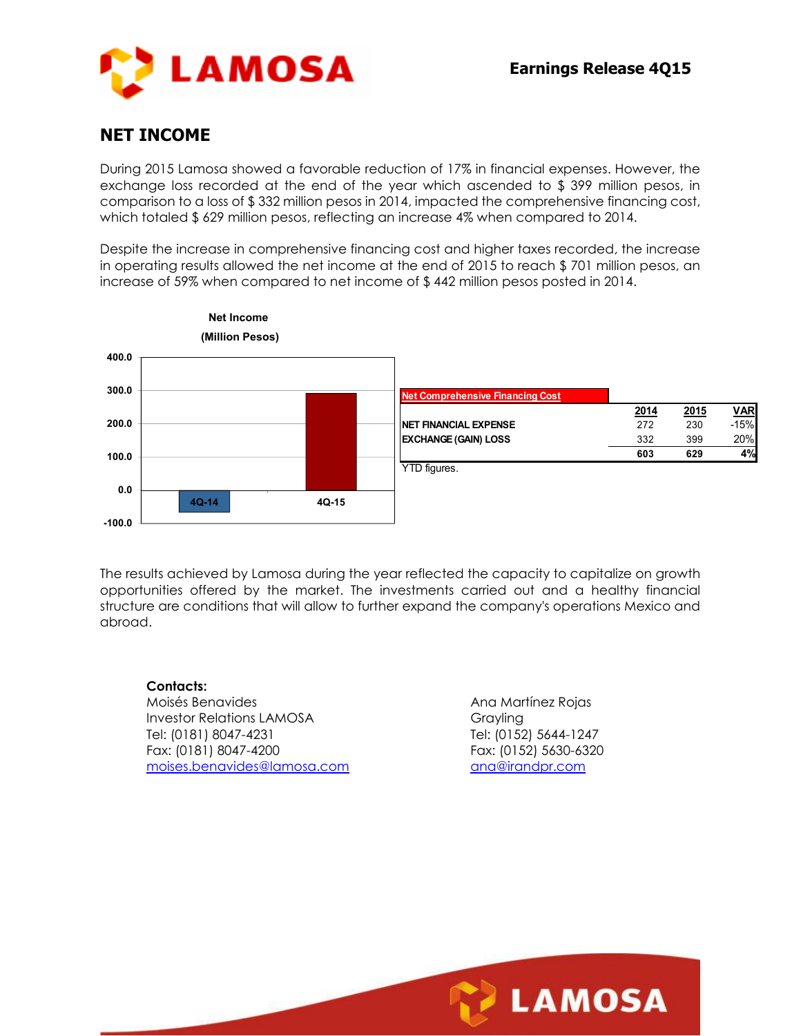## NET INCOME

During 2015 Lamosa showed a favorable reduction of 17% in financial expenses. However, the exchange loss recorded at the end of the year which ascended to $ 399 million pesos, in comparison to a loss of $ 332 million pesos in 2014, impacted the comprehensive financing cost, which totaled $ 629 million pesos, reflecting an increase 4% when compared to 2014.

Despite the increase in comprehensive financing cost and higher taxes recorded, the increase in operating results allowed the net income at the end of 2015 to reach $ 701 million pesos, an increase of 59% when compared to net income of $ 442 million pesos posted in 2014.

Net Income

(Million Pesos)

400.0
300.0
200.0
100.0
0.0
-100.0

4Q-14
4Q-15

| Net Comprehensive Financing Cost | 2014 | 2015 | VAR |
|---|---|---|---|
| NET FINANCIAL EXPENSE | 272 | 230 | -15% |
| EXCHANGE (GAIN) LOSS | 332 | 399 | 20% |
| | **603** | **629** | **4%** |

YTD figures.

The results achieved by Lamosa during the year reflected the capacity to capitalize on growth opportunities offered by the market. The investments carried out and a healthy financial structure are conditions that will allow to further expand the company's operations Mexico and abroad.

**Contacts:**

Moisés Benavides
Investor Relations LAMOSA
Tel: (0181) 8047-4231
Fax: (0181) 8047-4200
moises.benavides@lamosa.com

Ana Martínez Rojas
Grayling
Tel: (0152) 5644-1247
Fax: (0152) 5630-6320
ana@irandpr.com